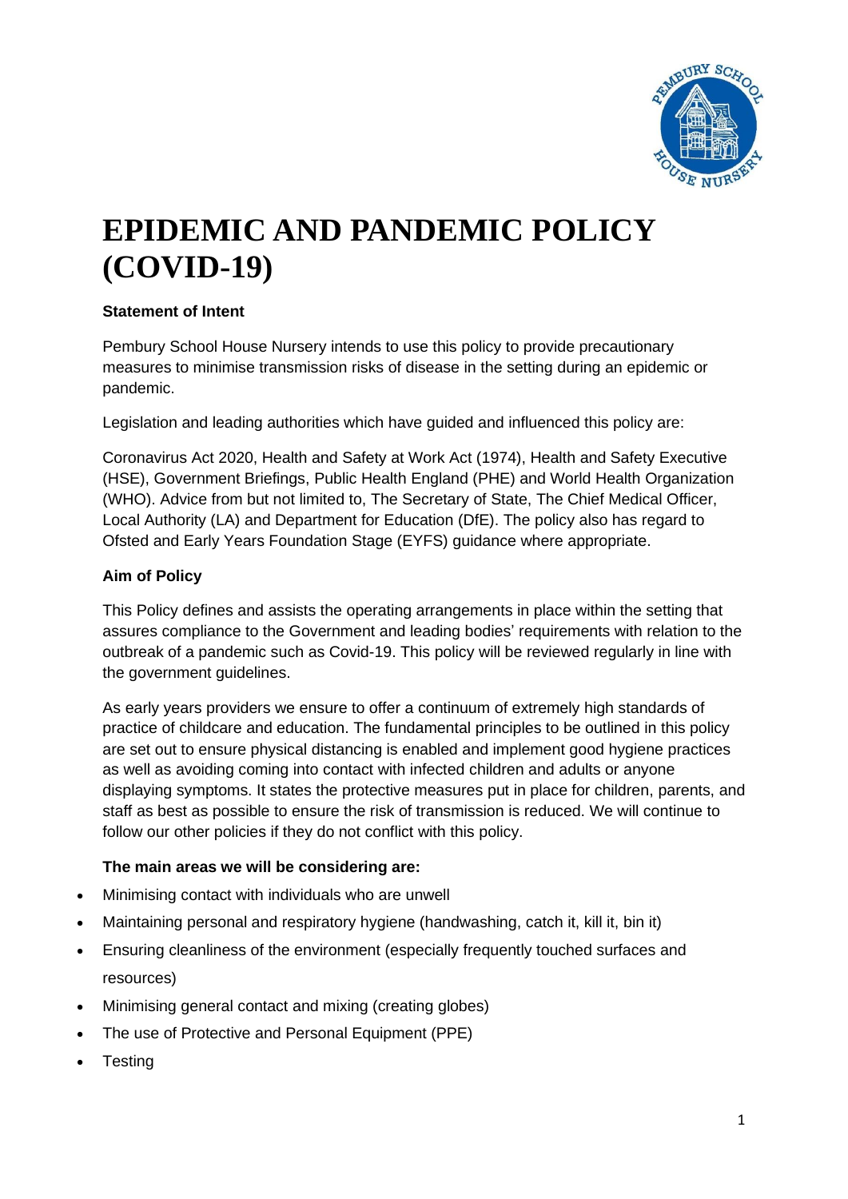# EPIDEMIC AND PANDEMIC POLICY (COVID-19)

**Statement of Intent**

Pembury School House Nursery intends to use this policy to provide precautionary measures to minimise transmission risks of disease in the setting during an epidemic or pandemic.

Legislation and leading authorities which have guided and influenced this policy are:

Coronavirus Act 2020, Health and Safety at Work Act (1974), Health and Safety Executive (HSE), Government Briefings, Public Health England (PHE) and World Health Organization (WHO). Advice from but not limited to, The Secretary of State, The Chief Medical Officer, Local Authority (LA) and Department for Education (DfE). The policy also has regard to Ofsted and Early Years Foundation Stage (EYFS) guidance where appropriate.

**Aim of Policy**

This Policy defines and assists the operating arrangements in place within the setting that assures compliance to the Government and leading bodies' requirements with relation to the outbreak of a pandemic such as Covid-19. This policy will be reviewed regularly in line with the government guidelines.

As early years providers we ensure to offer a continuum of extremely high standards of practice of childcare and education. The fundamental principles to be outlined in this policy are set out to ensure physical distancing is enabled and implement good hygiene practices as well as avoiding coming into contact with infected children and adults or anyone displaying symptoms. It states the protective measures put in place for children, parents, and staff as best as possible to ensure the risk of transmission is reduced. We will continue to follow our other policies if they do not conflict with this policy.

**The main areas we will be considering are:**

- Minimising contact with individuals who are unwell
- Maintaining personal and respiratory hygiene (handwashing, catch it, kill it, bin it)
- Ensuring cleanliness of the environment (especially frequently touched surfaces and resources)
- Minimising general contact and mixing (creating globes)
- The use of Protective and Personal Equipment (PPE)
- Testing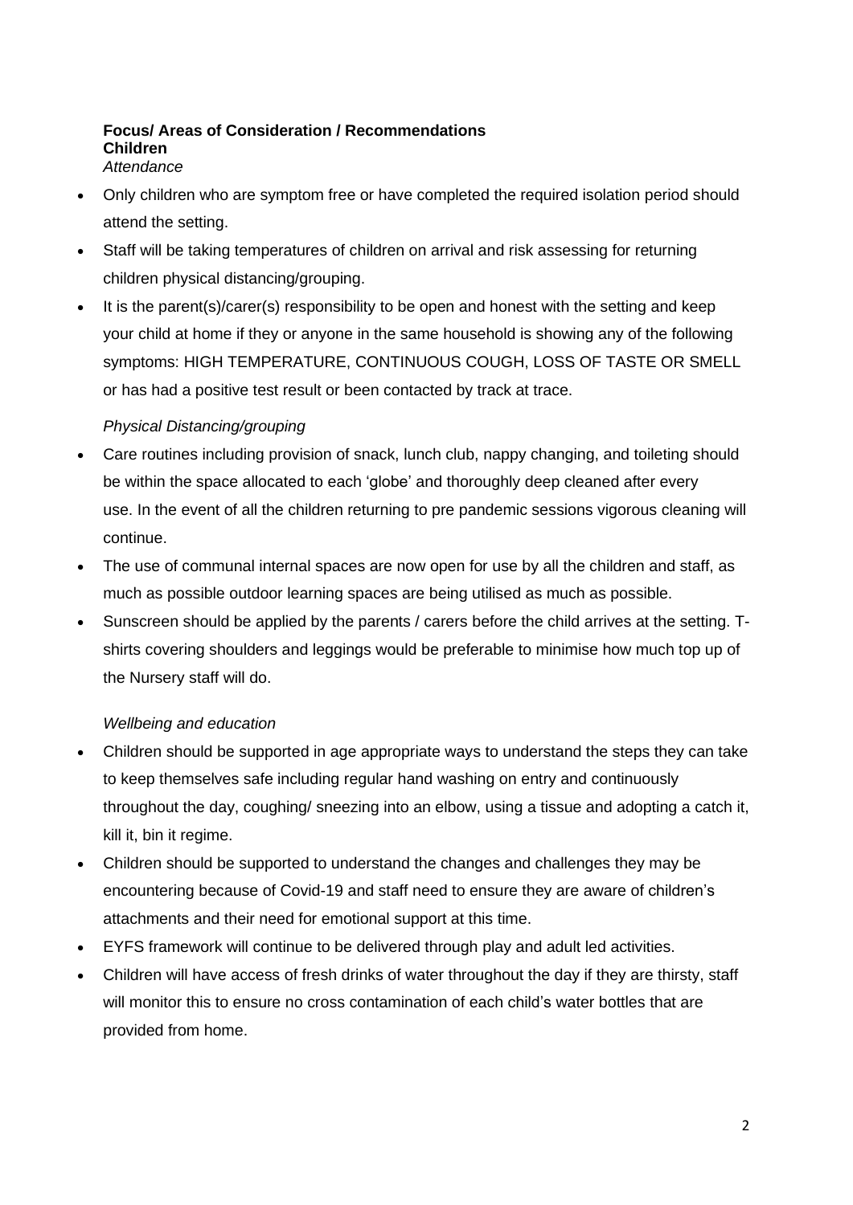**Focus/ Areas of Consideration / Recommendations**
**Children**
*Attendance*

- Only children who are symptom free or have completed the required isolation period should attend the setting.
- Staff will be taking temperatures of children on arrival and risk assessing for returning children physical distancing/grouping.
- It is the parent(s)/carer(s) responsibility to be open and honest with the setting and keep your child at home if they or anyone in the same household is showing any of the following symptoms: HIGH TEMPERATURE, CONTINUOUS COUGH, LOSS OF TASTE OR SMELL or has had a positive test result or been contacted by track at trace.

*Physical Distancing/grouping*

- Care routines including provision of snack, lunch club, nappy changing, and toileting should be within the space allocated to each 'globe' and thoroughly deep cleaned after every use. In the event of all the children returning to pre pandemic sessions vigorous cleaning will continue.
- The use of communal internal spaces are now open for use by all the children and staff, as much as possible outdoor learning spaces are being utilised as much as possible.
- Sunscreen should be applied by the parents / carers before the child arrives at the setting. T-shirts covering shoulders and leggings would be preferable to minimise how much top up of the Nursery staff will do.

*Wellbeing and education*

- Children should be supported in age appropriate ways to understand the steps they can take to keep themselves safe including regular hand washing on entry and continuously throughout the day, coughing/ sneezing into an elbow, using a tissue and adopting a catch it, kill it, bin it regime.
- Children should be supported to understand the changes and challenges they may be encountering because of Covid-19 and staff need to ensure they are aware of children's attachments and their need for emotional support at this time.
- EYFS framework will continue to be delivered through play and adult led activities.
- Children will have access of fresh drinks of water throughout the day if they are thirsty, staff will monitor this to ensure no cross contamination of each child's water bottles that are provided from home.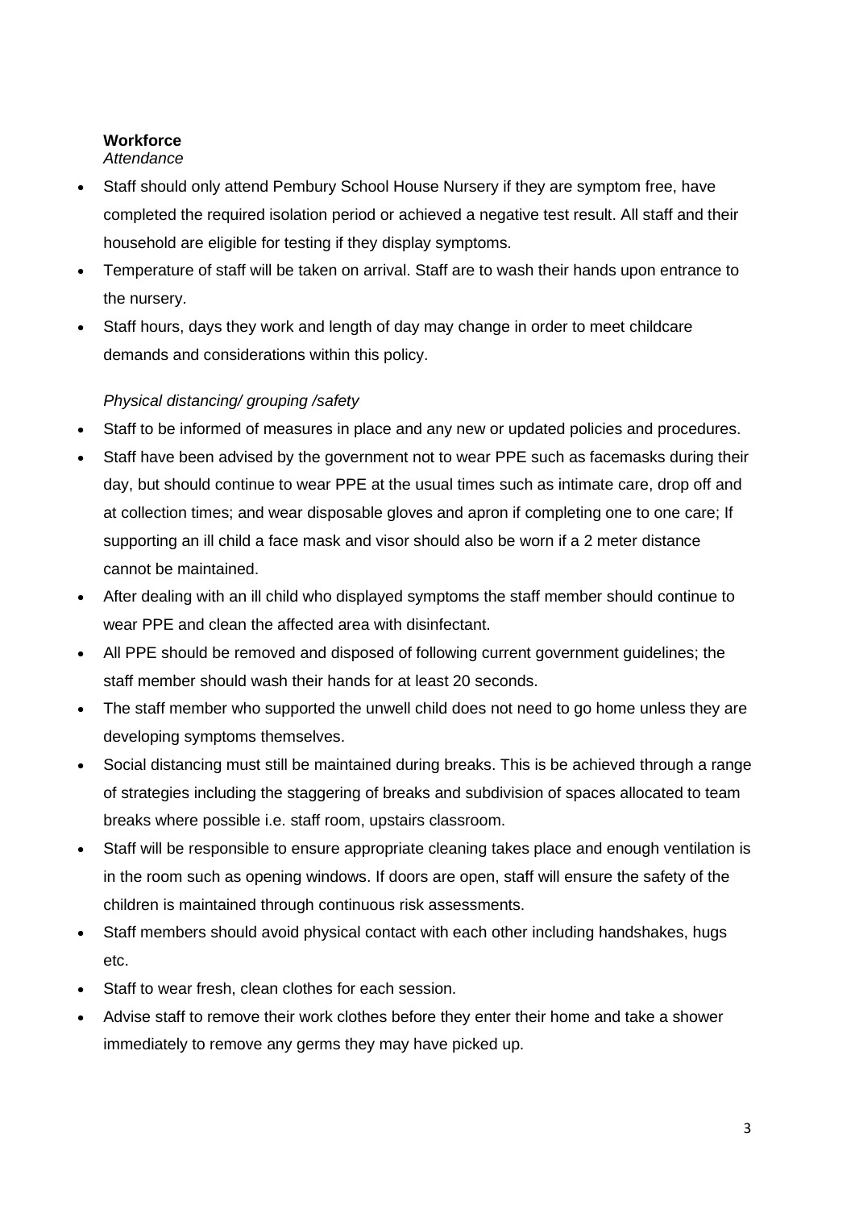**Workforce**

*Attendance*

- Staff should only attend Pembury School House Nursery if they are symptom free, have completed the required isolation period or achieved a negative test result. All staff and their household are eligible for testing if they display symptoms.
- Temperature of staff will be taken on arrival. Staff are to wash their hands upon entrance to the nursery.
- Staff hours, days they work and length of day may change in order to meet childcare demands and considerations within this policy.

*Physical distancing/ grouping /safety*

- Staff to be informed of measures in place and any new or updated policies and procedures.
- Staff have been advised by the government not to wear PPE such as facemasks during their day, but should continue to wear PPE at the usual times such as intimate care, drop off and at collection times; and wear disposable gloves and apron if completing one to one care; If supporting an ill child a face mask and visor should also be worn if a 2 meter distance cannot be maintained.
- After dealing with an ill child who displayed symptoms the staff member should continue to wear PPE and clean the affected area with disinfectant.
- All PPE should be removed and disposed of following current government guidelines; the staff member should wash their hands for at least 20 seconds.
- The staff member who supported the unwell child does not need to go home unless they are developing symptoms themselves.
- Social distancing must still be maintained during breaks. This is be achieved through a range of strategies including the staggering of breaks and subdivision of spaces allocated to team breaks where possible i.e. staff room, upstairs classroom.
- Staff will be responsible to ensure appropriate cleaning takes place and enough ventilation is in the room such as opening windows. If doors are open, staff will ensure the safety of the children is maintained through continuous risk assessments.
- Staff members should avoid physical contact with each other including handshakes, hugs etc.
- Staff to wear fresh, clean clothes for each session.
- Advise staff to remove their work clothes before they enter their home and take a shower immediately to remove any germs they may have picked up.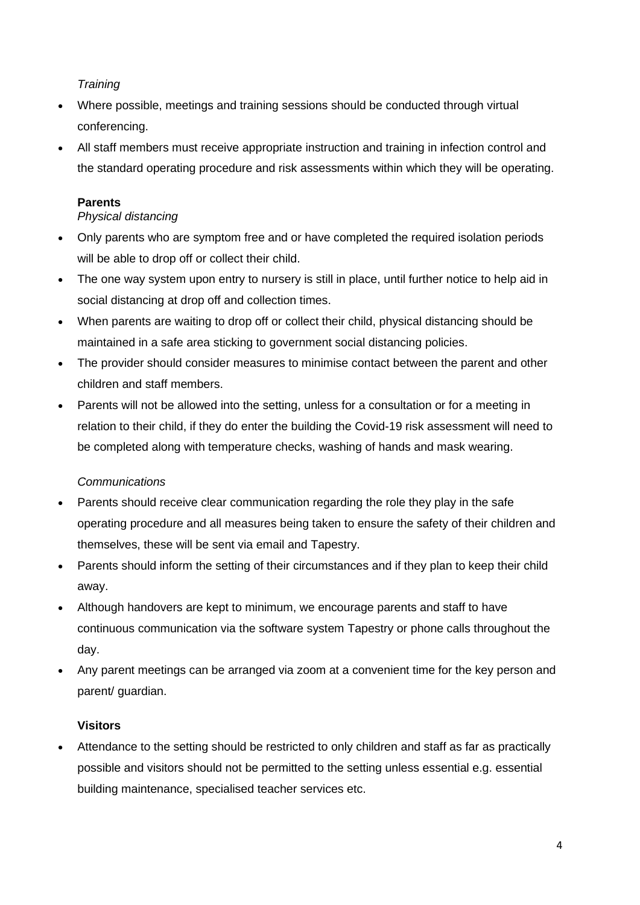*Training*

- Where possible, meetings and training sessions should be conducted through virtual conferencing.
- All staff members must receive appropriate instruction and training in infection control and the standard operating procedure and risk assessments within which they will be operating.

**Parents**

*Physical distancing*

- Only parents who are symptom free and or have completed the required isolation periods will be able to drop off or collect their child.
- The one way system upon entry to nursery is still in place, until further notice to help aid in social distancing at drop off and collection times.
- When parents are waiting to drop off or collect their child, physical distancing should be maintained in a safe area sticking to government social distancing policies.
- The provider should consider measures to minimise contact between the parent and other children and staff members.
- Parents will not be allowed into the setting, unless for a consultation or for a meeting in relation to their child, if they do enter the building the Covid-19 risk assessment will need to be completed along with temperature checks, washing of hands and mask wearing.

*Communications*

- Parents should receive clear communication regarding the role they play in the safe operating procedure and all measures being taken to ensure the safety of their children and themselves, these will be sent via email and Tapestry.
- Parents should inform the setting of their circumstances and if they plan to keep their child away.
- Although handovers are kept to minimum, we encourage parents and staff to have continuous communication via the software system Tapestry or phone calls throughout the day.
- Any parent meetings can be arranged via zoom at a convenient time for the key person and parent/ guardian.

**Visitors**

- Attendance to the setting should be restricted to only children and staff as far as practically possible and visitors should not be permitted to the setting unless essential e.g. essential building maintenance, specialised teacher services etc.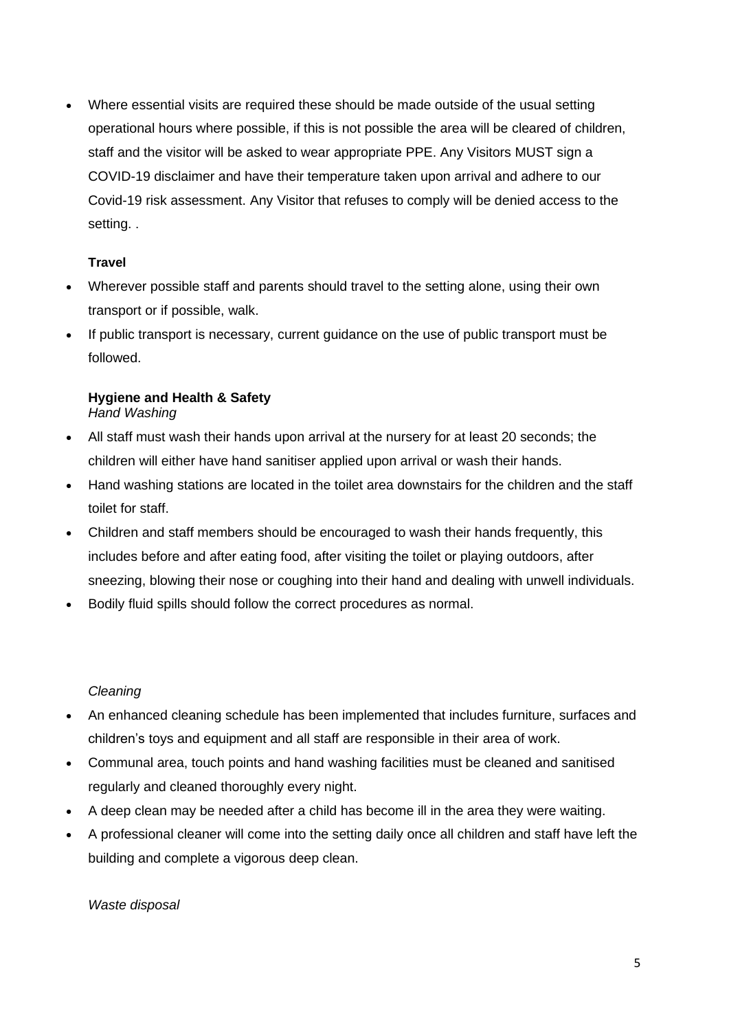- Where essential visits are required these should be made outside of the usual setting operational hours where possible, if this is not possible the area will be cleared of children, staff and the visitor will be asked to wear appropriate PPE. Any Visitors MUST sign a COVID-19 disclaimer and have their temperature taken upon arrival and adhere to our Covid-19 risk assessment. Any Visitor that refuses to comply will be denied access to the setting. .

**Travel**

- Wherever possible staff and parents should travel to the setting alone, using their own transport or if possible, walk.
- If public transport is necessary, current guidance on the use of public transport must be followed.

**Hygiene and Health & Safety**

*Hand Washing*

- All staff must wash their hands upon arrival at the nursery for at least 20 seconds; the children will either have hand sanitiser applied upon arrival or wash their hands.
- Hand washing stations are located in the toilet area downstairs for the children and the staff toilet for staff.
- Children and staff members should be encouraged to wash their hands frequently, this includes before and after eating food, after visiting the toilet or playing outdoors, after sneezing, blowing their nose or coughing into their hand and dealing with unwell individuals.
- Bodily fluid spills should follow the correct procedures as normal.

*Cleaning*

- An enhanced cleaning schedule has been implemented that includes furniture, surfaces and children's toys and equipment and all staff are responsible in their area of work.
- Communal area, touch points and hand washing facilities must be cleaned and sanitised regularly and cleaned thoroughly every night.
- A deep clean may be needed after a child has become ill in the area they were waiting.
- A professional cleaner will come into the setting daily once all children and staff have left the building and complete a vigorous deep clean.

*Waste disposal*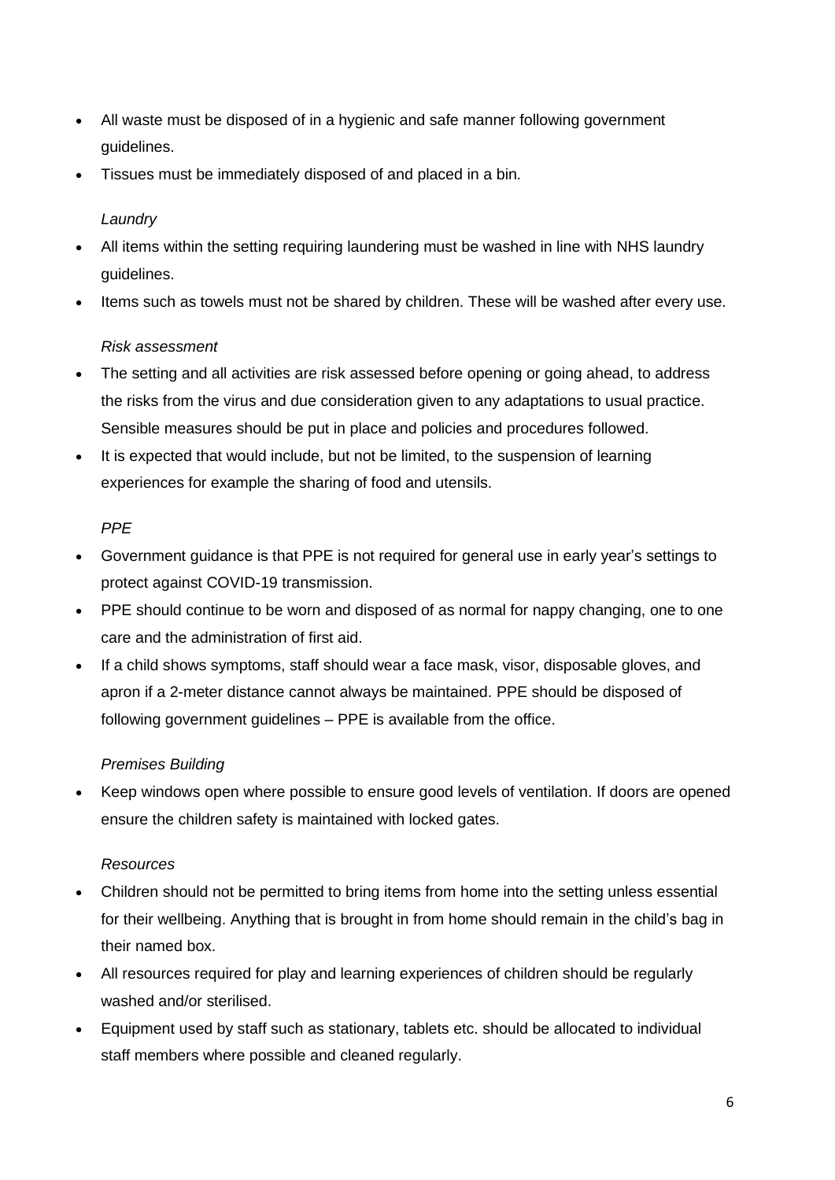- All waste must be disposed of in a hygienic and safe manner following government guidelines.
- Tissues must be immediately disposed of and placed in a bin.

*Laundry*

- All items within the setting requiring laundering must be washed in line with NHS laundry guidelines.
- Items such as towels must not be shared by children. These will be washed after every use.

*Risk assessment*

- The setting and all activities are risk assessed before opening or going ahead, to address the risks from the virus and due consideration given to any adaptations to usual practice. Sensible measures should be put in place and policies and procedures followed.
- It is expected that would include, but not be limited, to the suspension of learning experiences for example the sharing of food and utensils.

*PPE*

- Government guidance is that PPE is not required for general use in early year's settings to protect against COVID-19 transmission.
- PPE should continue to be worn and disposed of as normal for nappy changing, one to one care and the administration of first aid.
- If a child shows symptoms, staff should wear a face mask, visor, disposable gloves, and apron if a 2-meter distance cannot always be maintained. PPE should be disposed of following government guidelines – PPE is available from the office.

*Premises Building*

- Keep windows open where possible to ensure good levels of ventilation. If doors are opened ensure the children safety is maintained with locked gates.

*Resources*

- Children should not be permitted to bring items from home into the setting unless essential for their wellbeing. Anything that is brought in from home should remain in the child's bag in their named box.
- All resources required for play and learning experiences of children should be regularly washed and/or sterilised.
- Equipment used by staff such as stationary, tablets etc. should be allocated to individual staff members where possible and cleaned regularly.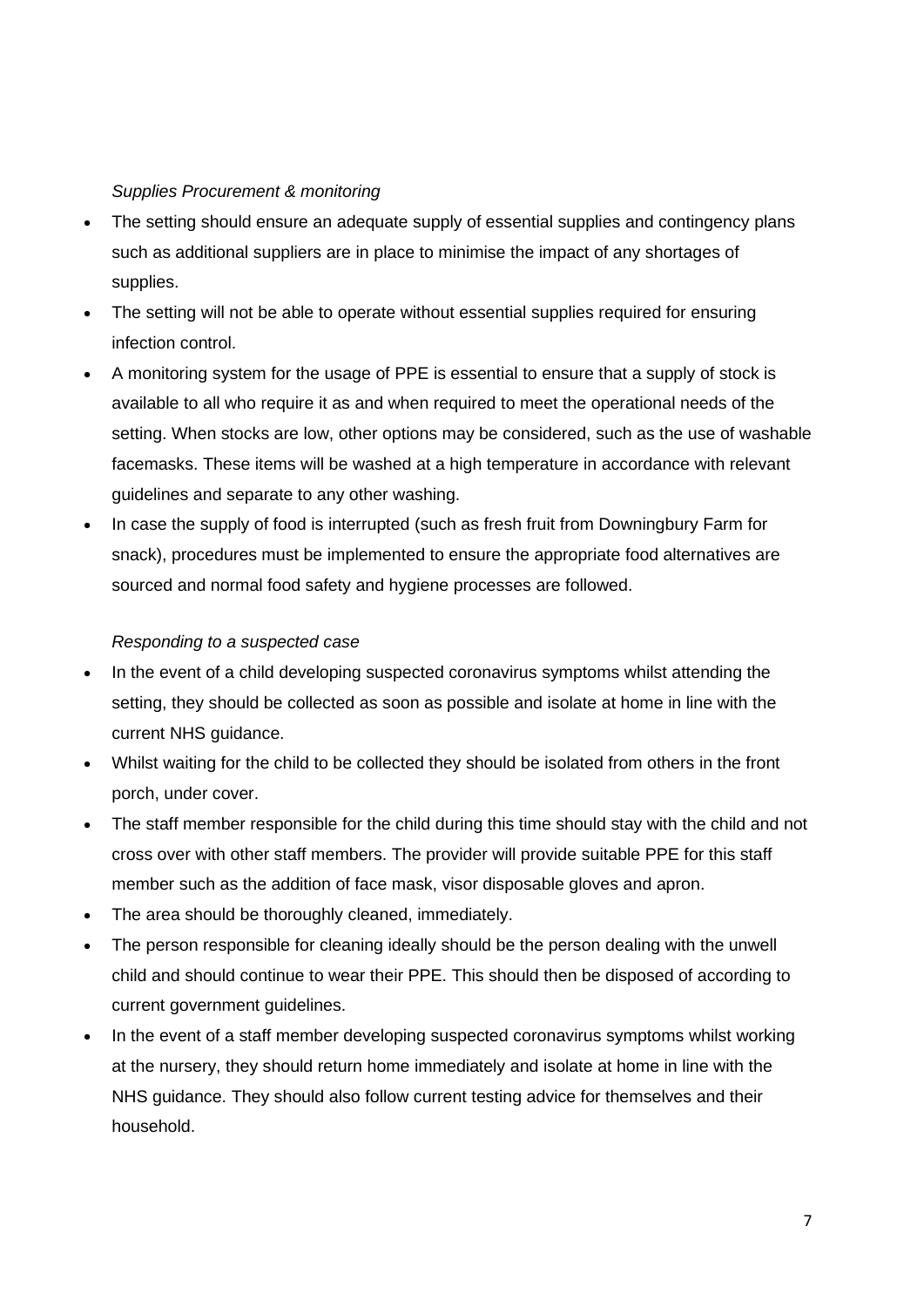*Supplies Procurement & monitoring*

- The setting should ensure an adequate supply of essential supplies and contingency plans such as additional suppliers are in place to minimise the impact of any shortages of supplies.
- The setting will not be able to operate without essential supplies required for ensuring infection control.
- A monitoring system for the usage of PPE is essential to ensure that a supply of stock is available to all who require it as and when required to meet the operational needs of the setting. When stocks are low, other options may be considered, such as the use of washable facemasks. These items will be washed at a high temperature in accordance with relevant guidelines and separate to any other washing.
- In case the supply of food is interrupted (such as fresh fruit from Downingbury Farm for snack), procedures must be implemented to ensure the appropriate food alternatives are sourced and normal food safety and hygiene processes are followed.

*Responding to a suspected case*

- In the event of a child developing suspected coronavirus symptoms whilst attending the setting, they should be collected as soon as possible and isolate at home in line with the current NHS guidance.
- Whilst waiting for the child to be collected they should be isolated from others in the front porch, under cover.
- The staff member responsible for the child during this time should stay with the child and not cross over with other staff members. The provider will provide suitable PPE for this staff member such as the addition of face mask, visor disposable gloves and apron.
- The area should be thoroughly cleaned, immediately.
- The person responsible for cleaning ideally should be the person dealing with the unwell child and should continue to wear their PPE. This should then be disposed of according to current government guidelines.
- In the event of a staff member developing suspected coronavirus symptoms whilst working at the nursery, they should return home immediately and isolate at home in line with the NHS guidance. They should also follow current testing advice for themselves and their household.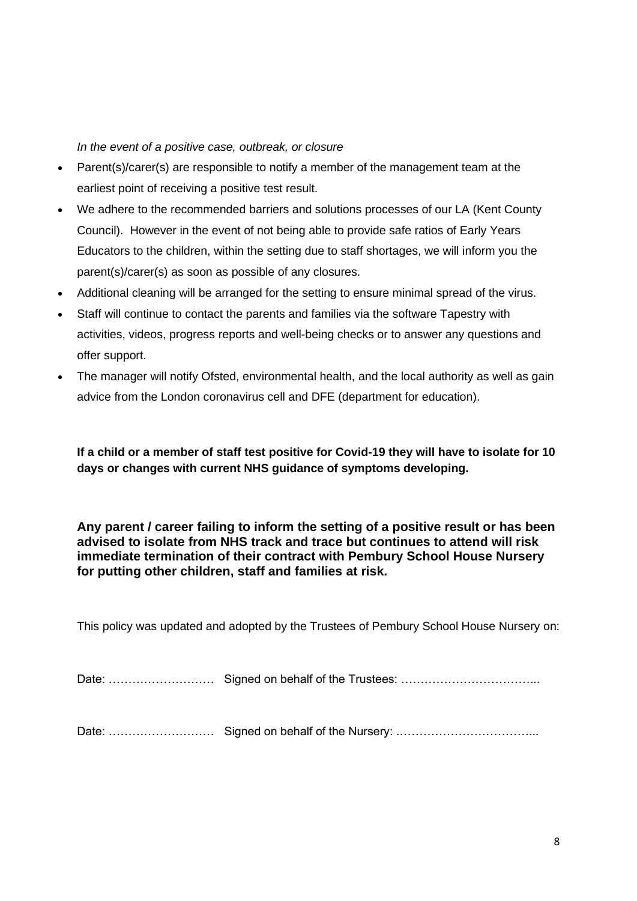*In the event of a positive case, outbreak, or closure*

- Parent(s)/carer(s) are responsible to notify a member of the management team at the earliest point of receiving a positive test result.
- We adhere to the recommended barriers and solutions processes of our LA (Kent County Council). However in the event of not being able to provide safe ratios of Early Years Educators to the children, within the setting due to staff shortages, we will inform you the parent(s)/carer(s) as soon as possible of any closures.
- Additional cleaning will be arranged for the setting to ensure minimal spread of the virus.
- Staff will continue to contact the parents and families via the software Tapestry with activities, videos, progress reports and well-being checks or to answer any questions and offer support.
- The manager will notify Ofsted, environmental health, and the local authority as well as gain advice from the London coronavirus cell and DFE (department for education).

**If a child or a member of staff test positive for Covid-19 they will have to isolate for 10 days or changes with current NHS guidance of symptoms developing.**

**Any parent / career failing to inform the setting of a positive result or has been advised to isolate from NHS track and trace but continues to attend will risk immediate termination of their contract with Pembury School House Nursery for putting other children, staff and families at risk.**

This policy was updated and adopted by the Trustees of Pembury School House Nursery on:

Date: ……………………… Signed on behalf of the Trustees: ……………………………...

Date: ……………………… Signed on behalf of the Nursery: ..……………………………...